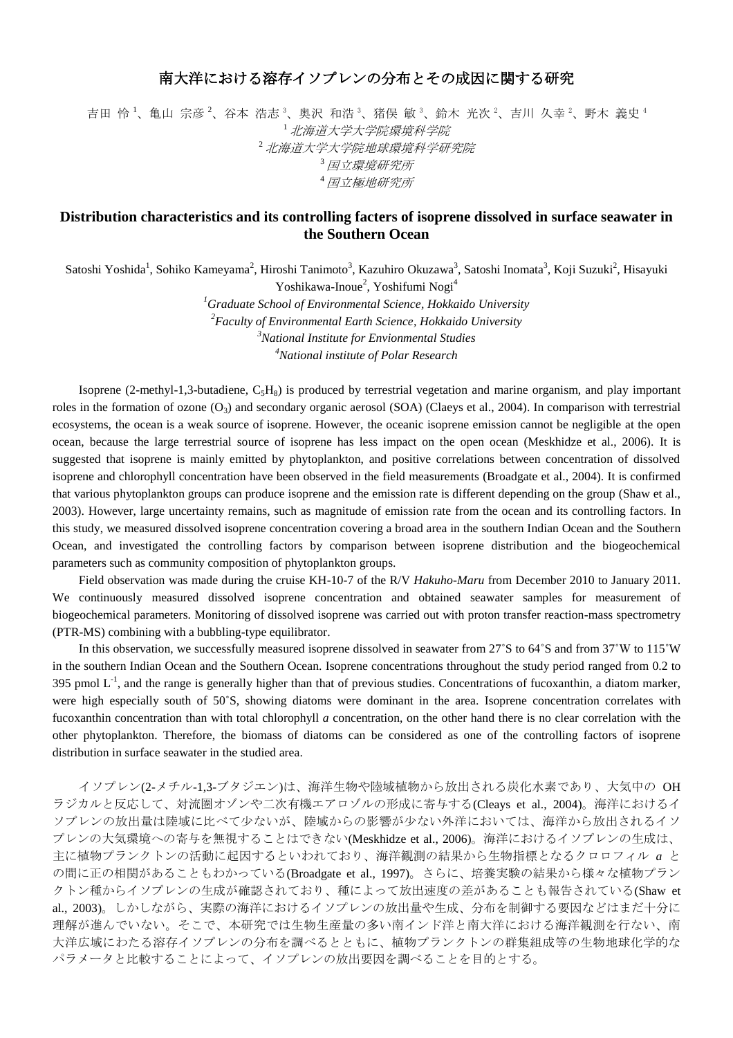# 南大洋における溶存イソプレンの分布とその成因に関する研究

吉田 怜[1]、亀山 宗彦[2]、谷本 浩志[3]、奥沢 和浩[3]、猪俣 敏[3]、鈴木 光次[2]、吉川 久幸[2]、野木 義史[4]

[1] *北海道大学大学院環境科学院*
[2] *北海道大学大学院地球環境科学研究院*
[3] *国立環境研究所*
[4] *国立極地研究所*

## Distribution characteristics and its controlling facters of isoprene dissolved in surface seawater in the Southern Ocean

Satoshi Yoshida[1], Sohiko Kameyama[2], Hiroshi Tanimoto[3], Kazuhiro Okuzawa[3], Satoshi Inomata[3], Koji Suzuki[2], Hisayuki Yoshikawa-Inoue[2], Yoshifumi Nogi[4]

[1] *Graduate School of Environmental Science, Hokkaido University*
[2] *Faculty of Environmental Earth Science, Hokkaido University*
[3] *National Institute for Envionmental Studies*
[4] *National institute of Polar Research*

Isoprene (2-methyl-1,3-butadiene, $C_5H_8$) is produced by terrestrial vegetation and marine organism, and play important roles in the formation of ozone ($O_3$) and secondary organic aerosol (SOA) (Claeys et al., 2004). In comparison with terrestrial ecosystems, the ocean is a weak source of isoprene. However, the oceanic isoprene emission cannot be negligible at the open ocean, because the large terrestrial source of isoprene has less impact on the open ocean (Meskhidze et al., 2006). It is suggested that isoprene is mainly emitted by phytoplankton, and positive correlations between concentration of dissolved isoprene and chlorophyll concentration have been observed in the field measurements (Broadgate et al., 2004). It is confirmed that various phytoplankton groups can produce isoprene and the emission rate is different depending on the group (Shaw et al., 2003). However, large uncertainty remains, such as magnitude of emission rate from the ocean and its controlling factors. In this study, we measured dissolved isoprene concentration covering a broad area in the southern Indian Ocean and the Southern Ocean, and investigated the controlling factors by comparison between isoprene distribution and the biogeochemical parameters such as community composition of phytoplankton groups.

Field observation was made during the cruise KH-10-7 of the R/V *Hakuho-Maru* from December 2010 to January 2011. We continuously measured dissolved isoprene concentration and obtained seawater samples for measurement of biogeochemical parameters. Monitoring of dissolved isoprene was carried out with proton transfer reaction-mass spectrometry (PTR-MS) combining with a bubbling-type equilibrator.

In this observation, we successfully measured isoprene dissolved in seawater from 27˚S to 64˚S and from 37˚W to 115˚W in the southern Indian Ocean and the Southern Ocean. Isoprene concentrations throughout the study period ranged from 0.2 to 395 pmol $L^{-1}$, and the range is generally higher than that of previous studies. Concentrations of fucoxanthin, a diatom marker, were high especially south of 50˚S, showing diatoms were dominant in the area. Isoprene concentration correlates with fucoxanthin concentration than with total chlorophyll *a* concentration, on the other hand there is no clear correlation with the other phytoplankton. Therefore, the biomass of diatoms can be considered as one of the controlling factors of isoprene distribution in surface seawater in the studied area.

イソプレン(2-メチル-1,3-ブタジエン)は、海洋生物や陸域植物から放出される炭化水素であり、大気中の OH ラジカルと反応して、対流圏オゾンや二次有機エアロゾルの形成に寄与する(Cleays et al., 2004)。海洋におけるイソプレンの放出量は陸域に比べて少ないが、陸域からの影響が少ない外洋においては、海洋から放出されるイソプレンの大気環境への寄与を無視することはできない(Meskhidze et al., 2006)。海洋におけるイソプレンの生成は、主に植物プランクトンの活動に起因するといわれており、海洋観測の結果から生物指標となるクロロフィル *a* との間に正の相関があることもわかっている(Broadgate et al., 1997)。さらに、培養実験の結果から様々な植物プランクトン種からイソプレンの生成が確認されており、種によって放出速度の差があることも報告されている(Shaw et al., 2003)。しかしながら、実際の海洋におけるイソプレンの放出量や生成、分布を制御する要因などはまだ十分に理解が進んでいない。そこで、本研究では生物生産量の多い南インド洋と南大洋における海洋観測を行ない、南大洋広域にわたる溶存イソプレンの分布を調べるとともに、植物プランクトンの群集組成等の生物地球化学的なパラメータと比較することによって、イソプレンの放出要因を調べることを目的とする。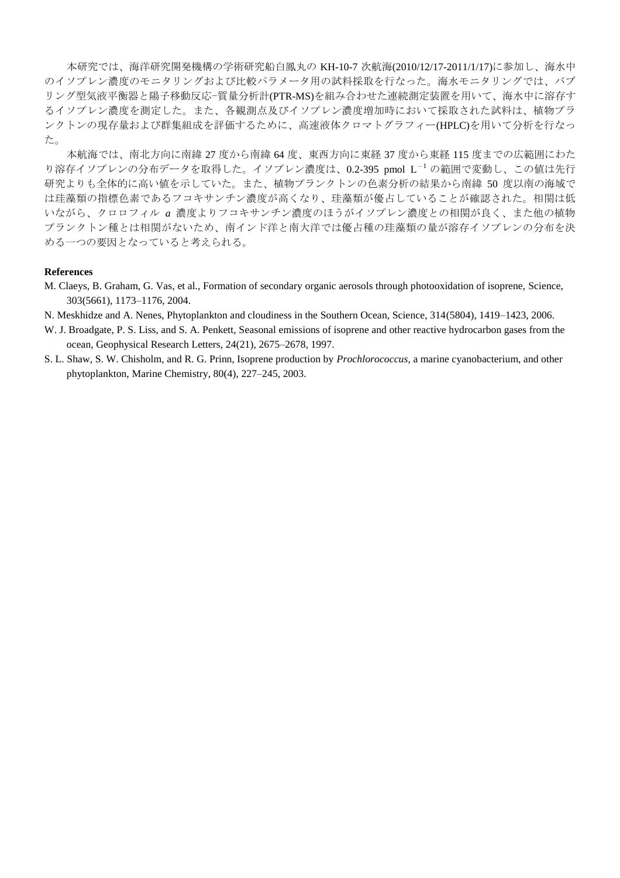本研究では、海洋研究開発機構の学術研究船白鳳丸の KH-10-7 次航海(2010/12/17-2011/1/17)に参加し、海水中のイソプレン濃度のモニタリングおよび比較パラメータ用の試料採取を行なった。海水モニタリングでは、バブリング型気液平衡器と陽子移動反応−質量分析計(PTR-MS)を組み合わせた連続測定装置を用いて、海水中に溶存するイソプレン濃度を測定した。また、各観測点及びイソプレン濃度増加時において採取された試料は、植物プランクトンの現存量および群集組成を評価するために、高速液体クロマトグラフィー(HPLC)を用いて分析を行なった。

本航海では、南北方向に南緯 27 度から南緯 64 度、東西方向に東経 37 度から東経 115 度までの広範囲にわたり溶存イソプレンの分布データを取得した。イソプレン濃度は、0.2-395 pmol $L^{-1}$ の範囲で変動し、この値は先行研究よりも全体的に高い値を示していた。また、植物プランクトンの色素分析の結果から南緯 50 度以南の海域では珪藻類の指標色素であるフコキサンチン濃度が高くなり、珪藻類が優占していることが確認された。相関は低いながら、クロロフィル *a* 濃度よりフコキサンチン濃度のほうがイソプレン濃度との相関が良く、また他の植物プランクトン種とは相関がないため、南インド洋と南大洋では優占種の珪藻類の量が溶存イソプレンの分布を決める一つの要因となっていると考えられる。

**References**

M. Claeys, B. Graham, G. Vas, et al., Formation of secondary organic aerosols through photooxidation of isoprene, Science, 303(5661), 1173–1176, 2004.

N. Meskhidze and A. Nenes, Phytoplankton and cloudiness in the Southern Ocean, Science, 314(5804), 1419–1423, 2006.

W. J. Broadgate, P. S. Liss, and S. A. Penkett, Seasonal emissions of isoprene and other reactive hydrocarbon gases from the ocean, Geophysical Research Letters, 24(21), 2675–2678, 1997.

S. L. Shaw, S. W. Chisholm, and R. G. Prinn, Isoprene production by *Prochlorococcus*, a marine cyanobacterium, and other phytoplankton, Marine Chemistry, 80(4), 227–245, 2003.